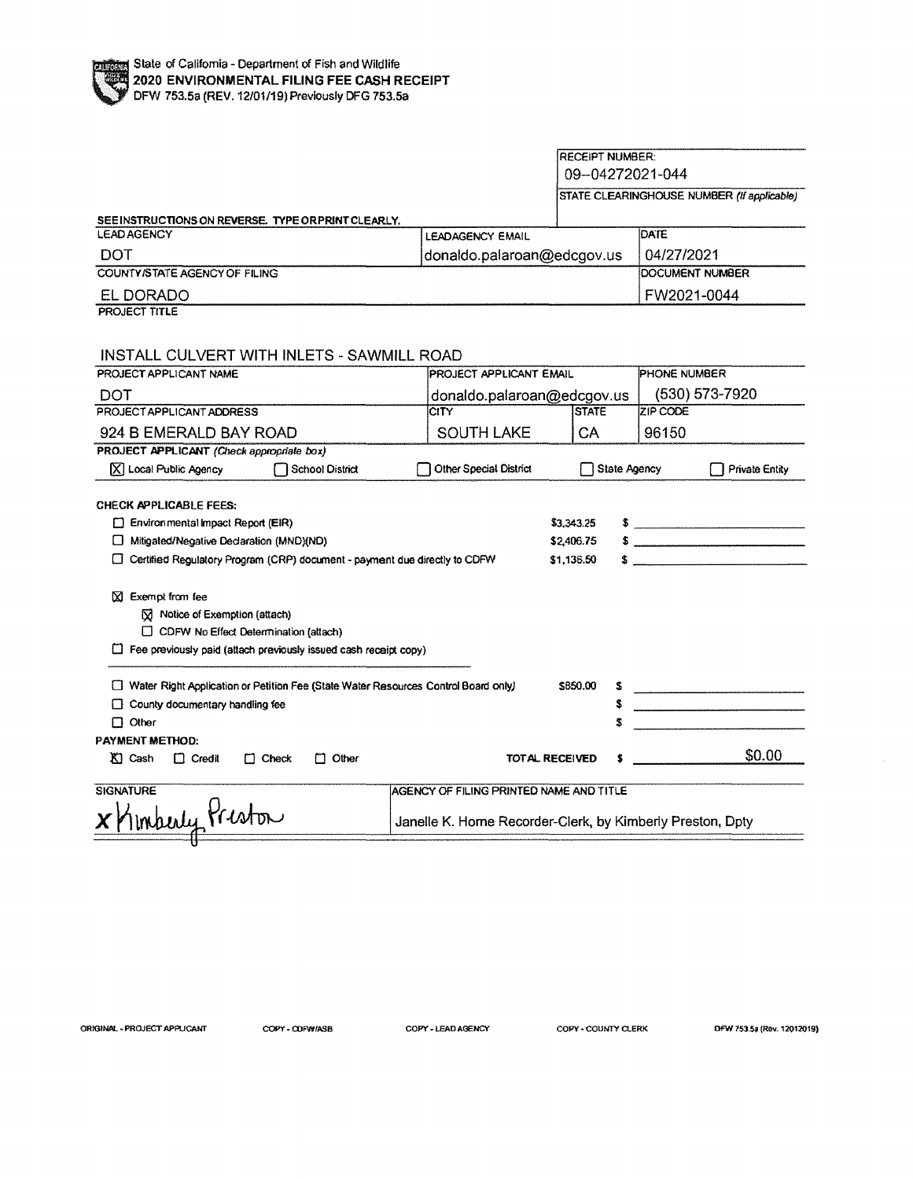State of California - Department of Fish and Wildlife
**2020 ENVIRONMENTAL FILING FEE CASH RECEIPT**
DFW 753.5a (REV. 12/01/19) Previously DFG 753.5a

| RECEIPT NUMBER: |
|---|
| 09--04272021-044 |
| STATE CLEARINGHOUSE NUMBER *(If applicable)* |
| |

SEE INSTRUCTIONS ON REVERSE. TYPE OR PRINT CLEARLY.

| LEAD AGENCY | LEADAGENCY EMAIL | DATE |
|---|---|---|
| DOT | donaldo.palaroan@edcgov.us | 04/27/2021 |
| COUNTY/STATE AGENCY OF FILING | | DOCUMENT NUMBER |
| EL DORADO | | FW2021-0044 |

PROJECT TITLE

INSTALL CULVERT WITH INLETS - SAWMILL ROAD

| PROJECT APPLICANT NAME | PROJECT APPLICANT EMAIL | | PHONE NUMBER |
|---|---|---|---|
| DOT | donaldo.palaroan@edcgov.us | | (530) 573-7920 |
| PROJECT APPLICANT ADDRESS | CITY | STATE | ZIP CODE |
| 924 B EMERALD BAY ROAD | SOUTH LAKE | CA | 96150 |

**PROJECT APPLICANT** *(Check appropriate box)*

[X] Local Public Agency [ ] School District [ ] Other Special District [ ] State Agency [ ] Private Entity

**CHECK APPLICABLE FEES:**

| | | |
|---|---|---|
| [ ] Environmental Impact Report (EIR) | $3,343.25 | $ |
| [ ] Mitigated/Negative Declaration (MND)(ND) | $2,406.75 | $ |
| [ ] Certified Regulatory Program (CRP) document - payment due directly to CDFW | $1,136.50 | $ |

[X] Exempt from fee
- [X] Notice of Exemption (attach)
- [ ] CDFW No Effect Determination (attach)

[ ] Fee previously paid (attach previously issued cash receipt copy)

| | | |
|---|---|---|
| [ ] Water Right Application or Petition Fee (State Water Resources Control Board only) | $850.00 | $ |
| [ ] County documentary handling fee | | $ |
| [ ] Other | | $ |

**PAYMENT METHOD:**

[X] Cash [ ] Credit [ ] Check [ ] Other **TOTAL RECEIVED** $ $0.00

| SIGNATURE | AGENCY OF FILING PRINTED NAME AND TITLE |
|---|---|
| x Kimberly Preston | Janelle K. Horne Recorder-Clerk, by Kimberly Preston, Dpty |

ORIGINAL - PROJECT APPLICANT COPY - CDFW/ASB COPY - LEAD AGENCY COPY - COUNTY CLERK DFW 753.5a (Rev. 12012019)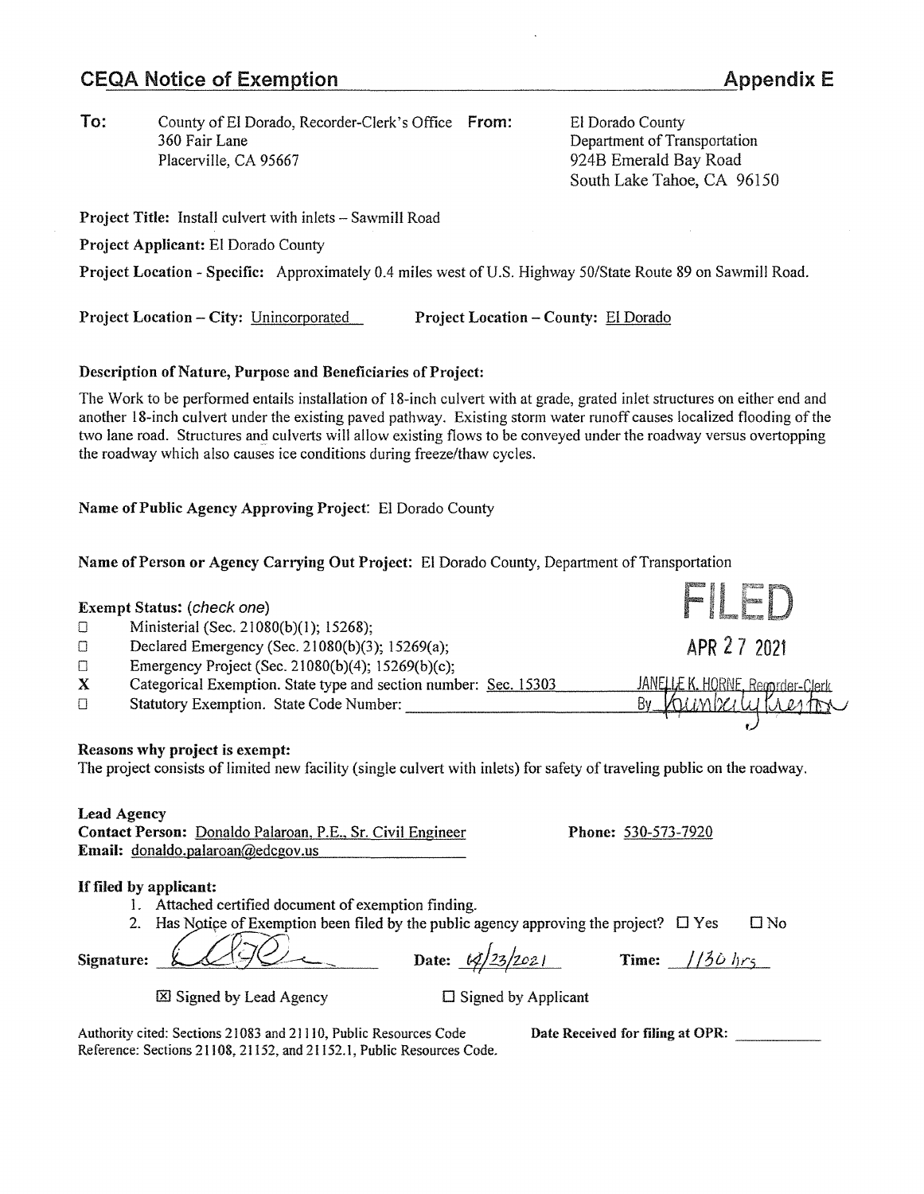## CEQA Notice of Exemption Appendix E

**To:** County of El Dorado, Recorder-Clerk's Office
360 Fair Lane
Placerville, CA 95667

**From:** El Dorado County
Department of Transportation
924B Emerald Bay Road
South Lake Tahoe, CA 96150

**Project Title:** Install culvert with inlets – Sawmill Road

**Project Applicant:** El Dorado County

**Project Location - Specific:** Approximately 0.4 miles west of U.S. Highway 50/State Route 89 on Sawmill Road.

**Project Location – City:** Unincorporated **Project Location – County:** El Dorado

**Description of Nature, Purpose and Beneficiaries of Project:**

The Work to be performed entails installation of 18-inch culvert with at grade, grated inlet structures on either end and another 18-inch culvert under the existing paved pathway. Existing storm water runoff causes localized flooding of the two lane road. Structures and culverts will allow existing flows to be conveyed under the roadway versus overtopping the roadway which also causes ice conditions during freeze/thaw cycles.

**Name of Public Agency Approving Project:** El Dorado County

**Name of Person or Agency Carrying Out Project:** El Dorado County, Department of Transportation

**Exempt Status:** *(check one)*

- ☐ Ministerial (Sec. 21080(b)(1); 15268);
- ☐ Declared Emergency (Sec. 21080(b)(3); 15269(a);
- ☐ Emergency Project (Sec. 21080(b)(4); 15269(b)(c);
- X Categorical Exemption. State type and section number: Sec. 15303
- ☐ Statutory Exemption. State Code Number: \_\_\_\_\_\_

FILED
APR 27 2021
JANELLE K. HORNE, Recorder-Clerk
By [signature]

**Reasons why project is exempt:**
The project consists of limited new facility (single culvert with inlets) for safety of traveling public on the roadway.

**Lead Agency**
**Contact Person:** Donaldo Palaroan, P.E., Sr. Civil Engineer **Phone:** 530-573-7920
**Email:** donaldo.palaroan@edcgov.us

**If filed by applicant:**

1. Attached certified document of exemption finding.
2. Has Notice of Exemption been filed by the public agency approving the project? ☐ Yes ☐ No

**Signature:** [signature] **Date:** 4/23/2021 **Time:** 1130 hrs

☒ Signed by Lead Agency ☐ Signed by Applicant

Authority cited: Sections 21083 and 21110, Public Resources Code
Reference: Sections 21108, 21152, and 21152.1, Public Resources Code.

**Date Received for filing at OPR:** \_\_\_\_\_\_